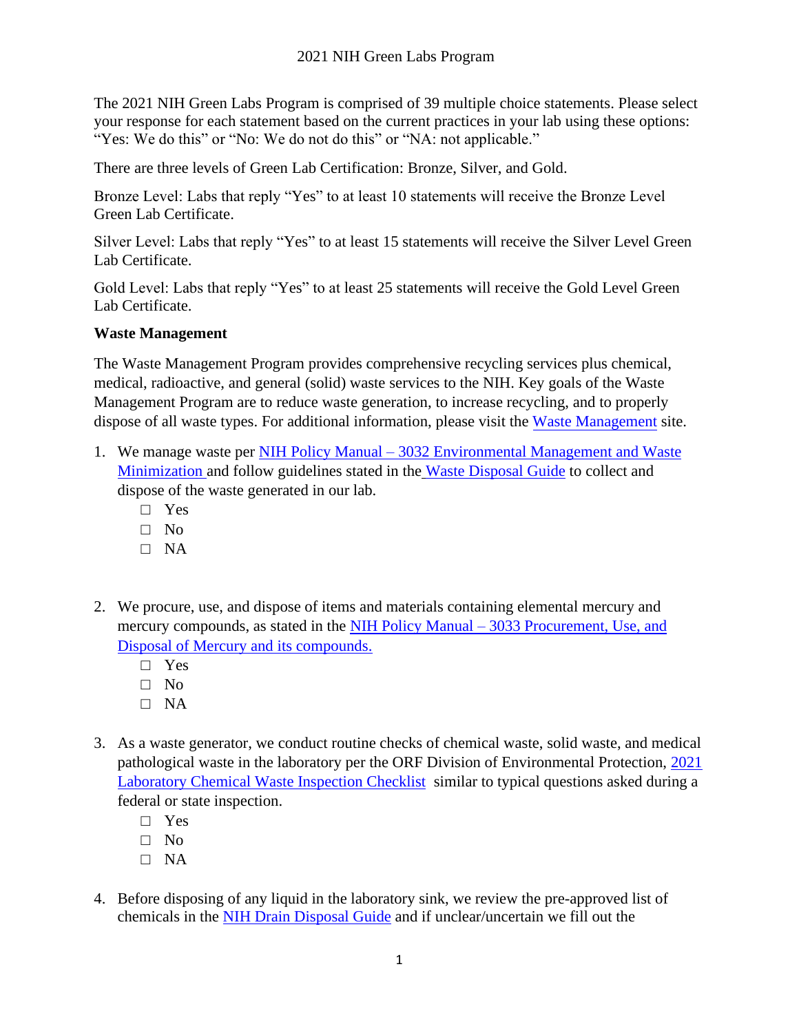# 2021 NIH Green Labs Program

The 2021 NIH Green Labs Program is comprised of 39 multiple choice statements. Please select your response for each statement based on the current practices in your lab using these options: "Yes: We do this" or "No: We do not do this" or "NA: not applicable."

There are three levels of Green Lab Certification: Bronze, Silver, and Gold.

Bronze Level: Labs that reply "Yes" to at least 10 statements will receive the Bronze Level Green Lab Certificate.

Silver Level: Labs that reply "Yes" to at least 15 statements will receive the Silver Level Green Lab Certificate.

Gold Level: Labs that reply "Yes" to at least 25 statements will receive the Gold Level Green Lab Certificate.

**Waste Management**

The Waste Management Program provides comprehensive recycling services plus chemical, medical, radioactive, and general (solid) waste services to the NIH. Key goals of the Waste Management Program are to reduce waste generation, to increase recycling, and to properly dispose of all waste types. For additional information, please visit the Waste Management site.

1. We manage waste per NIH Policy Manual – 3032 Environmental Management and Waste Minimization and follow guidelines stated in the Waste Disposal Guide to collect and dispose of the waste generated in our lab.
   - ☐ Yes
   - ☐ No
   - ☐ NA

2. We procure, use, and dispose of items and materials containing elemental mercury and mercury compounds, as stated in the NIH Policy Manual – 3033 Procurement, Use, and Disposal of Mercury and its compounds.
   - ☐ Yes
   - ☐ No
   - ☐ NA

3. As a waste generator, we conduct routine checks of chemical waste, solid waste, and medical pathological waste in the laboratory per the ORF Division of Environmental Protection, 2021 Laboratory Chemical Waste Inspection Checklist similar to typical questions asked during a federal or state inspection.
   - ☐ Yes
   - ☐ No
   - ☐ NA

4. Before disposing of any liquid in the laboratory sink, we review the pre-approved list of chemicals in the NIH Drain Disposal Guide and if unclear/uncertain we fill out the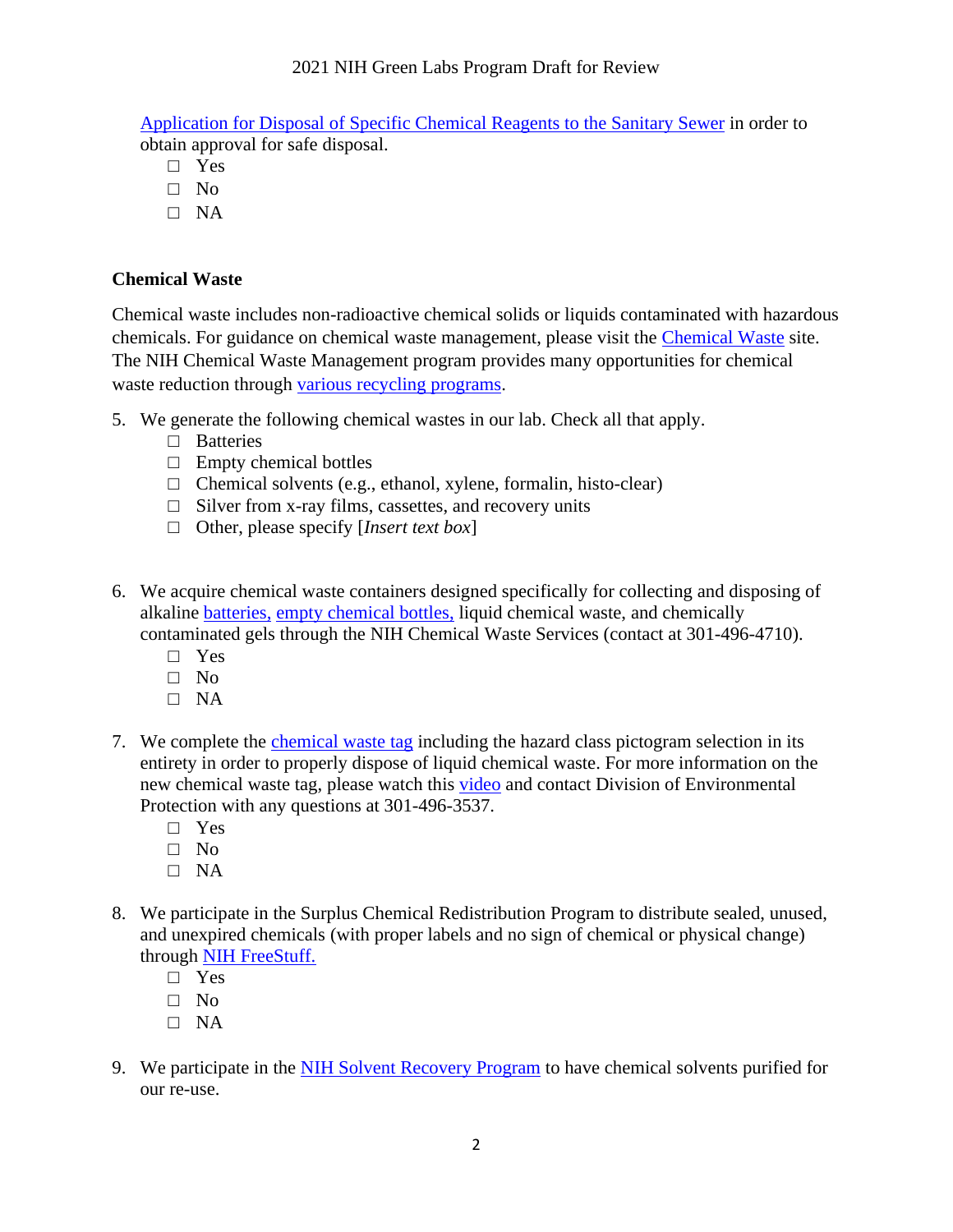Application for Disposal of Specific Chemical Reagents to the Sanitary Sewer in order to obtain approval for safe disposal.

- □ Yes
- □ No
- □ NA

**Chemical Waste**

Chemical waste includes non-radioactive chemical solids or liquids contaminated with hazardous chemicals. For guidance on chemical waste management, please visit the Chemical Waste site. The NIH Chemical Waste Management program provides many opportunities for chemical waste reduction through various recycling programs.

5. We generate the following chemical wastes in our lab. Check all that apply.
   - □ Batteries
   - □ Empty chemical bottles
   - □ Chemical solvents (e.g., ethanol, xylene, formalin, histo-clear)
   - □ Silver from x-ray films, cassettes, and recovery units
   - □ Other, please specify [*Insert text box*]

6. We acquire chemical waste containers designed specifically for collecting and disposing of alkaline batteries, empty chemical bottles, liquid chemical waste, and chemically contaminated gels through the NIH Chemical Waste Services (contact at 301-496-4710).
   - □ Yes
   - □ No
   - □ NA

7. We complete the chemical waste tag including the hazard class pictogram selection in its entirety in order to properly dispose of liquid chemical waste. For more information on the new chemical waste tag, please watch this video and contact Division of Environmental Protection with any questions at 301-496-3537.
   - □ Yes
   - □ No
   - □ NA

8. We participate in the Surplus Chemical Redistribution Program to distribute sealed, unused, and unexpired chemicals (with proper labels and no sign of chemical or physical change) through NIH FreeStuff.
   - □ Yes
   - □ No
   - □ NA

9. We participate in the NIH Solvent Recovery Program to have chemical solvents purified for our re-use.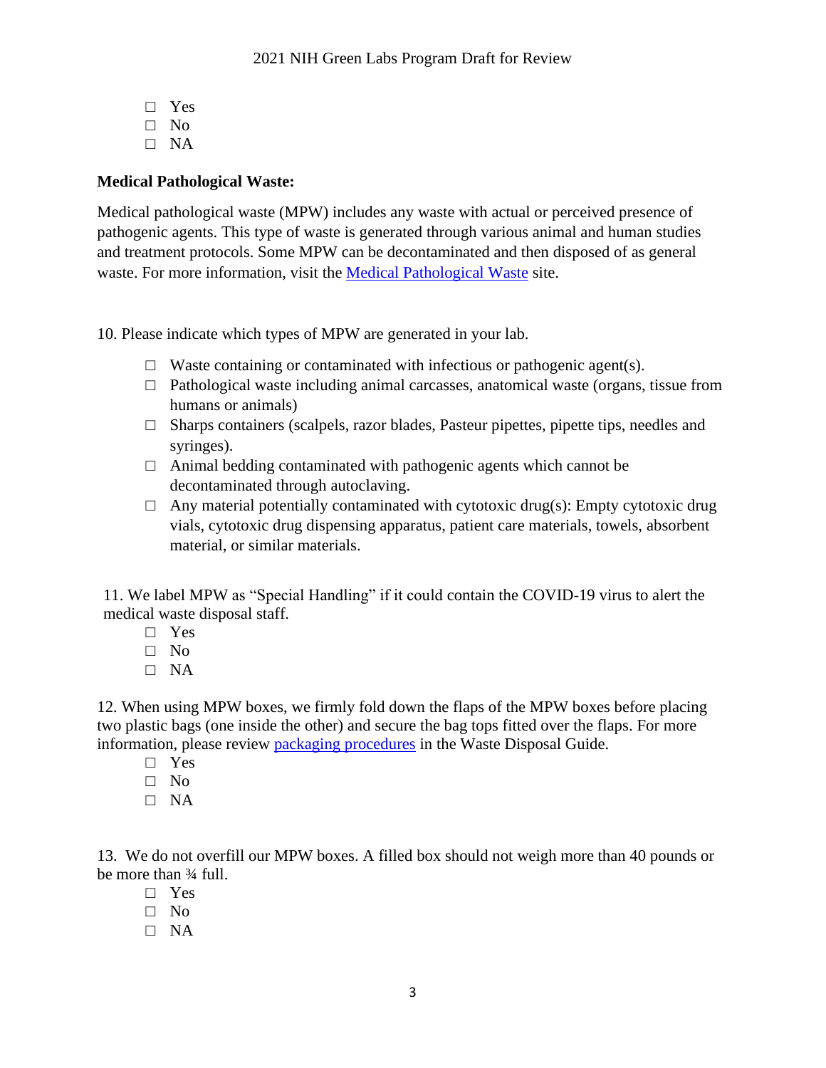- ☐ Yes
- ☐ No
- ☐ NA

**Medical Pathological Waste:**

Medical pathological waste (MPW) includes any waste with actual or perceived presence of pathogenic agents. This type of waste is generated through various animal and human studies and treatment protocols. Some MPW can be decontaminated and then disposed of as general waste. For more information, visit the Medical Pathological Waste site.

10. Please indicate which types of MPW are generated in your lab.

- ☐ Waste containing or contaminated with infectious or pathogenic agent(s).
- ☐ Pathological waste including animal carcasses, anatomical waste (organs, tissue from humans or animals)
- ☐ Sharps containers (scalpels, razor blades, Pasteur pipettes, pipette tips, needles and syringes).
- ☐ Animal bedding contaminated with pathogenic agents which cannot be decontaminated through autoclaving.
- ☐ Any material potentially contaminated with cytotoxic drug(s): Empty cytotoxic drug vials, cytotoxic drug dispensing apparatus, patient care materials, towels, absorbent material, or similar materials.

11. We label MPW as "Special Handling" if it could contain the COVID-19 virus to alert the medical waste disposal staff.

- ☐ Yes
- ☐ No
- ☐ NA

12. When using MPW boxes, we firmly fold down the flaps of the MPW boxes before placing two plastic bags (one inside the other) and secure the bag tops fitted over the flaps. For more information, please review packaging procedures in the Waste Disposal Guide.

- ☐ Yes
- ☐ No
- ☐ NA

13. We do not overfill our MPW boxes. A filled box should not weigh more than 40 pounds or be more than ¾ full.

- ☐ Yes
- ☐ No
- ☐ NA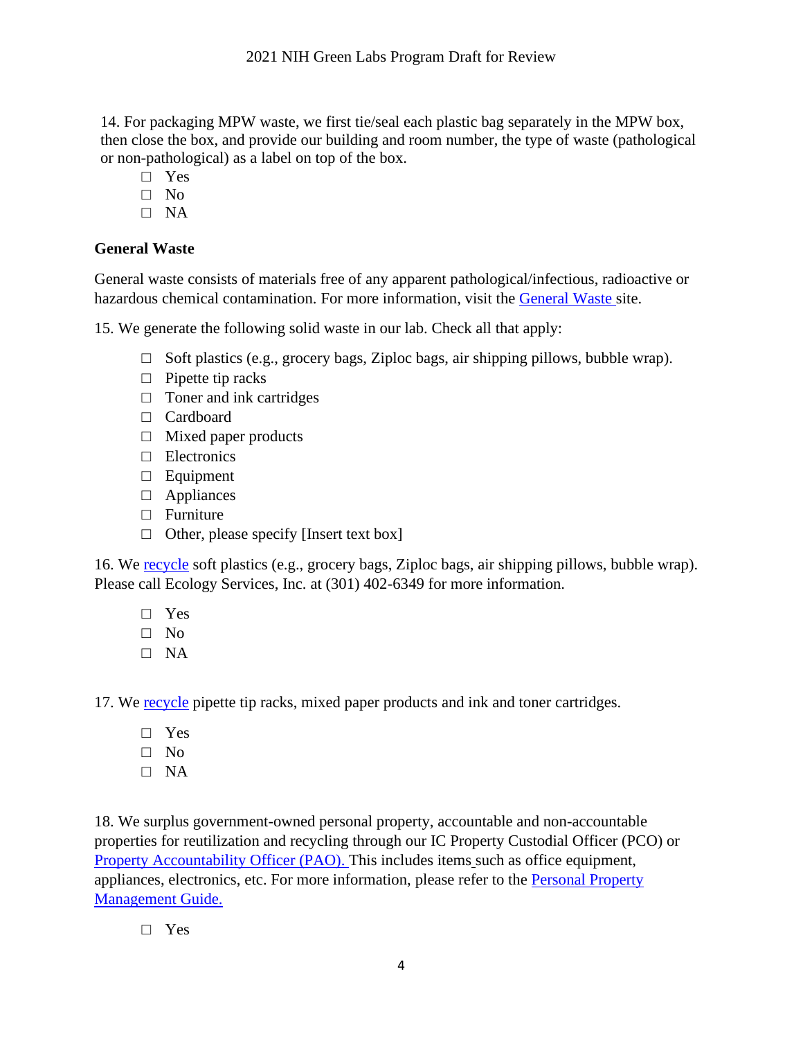14. For packaging MPW waste, we first tie/seal each plastic bag separately in the MPW box, then close the box, and provide our building and room number, the type of waste (pathological or non-pathological) as a label on top of the box.

- ☐ Yes
- ☐ No
- ☐ NA

**General Waste**

General waste consists of materials free of any apparent pathological/infectious, radioactive or hazardous chemical contamination. For more information, visit the General Waste site.

15. We generate the following solid waste in our lab. Check all that apply:

- ☐ Soft plastics (e.g., grocery bags, Ziploc bags, air shipping pillows, bubble wrap).
- ☐ Pipette tip racks
- ☐ Toner and ink cartridges
- ☐ Cardboard
- ☐ Mixed paper products
- ☐ Electronics
- ☐ Equipment
- ☐ Appliances
- ☐ Furniture
- ☐ Other, please specify [Insert text box]

16. We recycle soft plastics (e.g., grocery bags, Ziploc bags, air shipping pillows, bubble wrap). Please call Ecology Services, Inc. at (301) 402-6349 for more information.

- ☐ Yes
- ☐ No
- ☐ NA

17. We recycle pipette tip racks, mixed paper products and ink and toner cartridges.

- ☐ Yes
- ☐ No
- ☐ NA

18. We surplus government-owned personal property, accountable and non-accountable properties for reutilization and recycling through our IC Property Custodial Officer (PCO) or Property Accountability Officer (PAO). This includes items such as office equipment, appliances, electronics, etc. For more information, please refer to the Personal Property Management Guide.

- ☐ Yes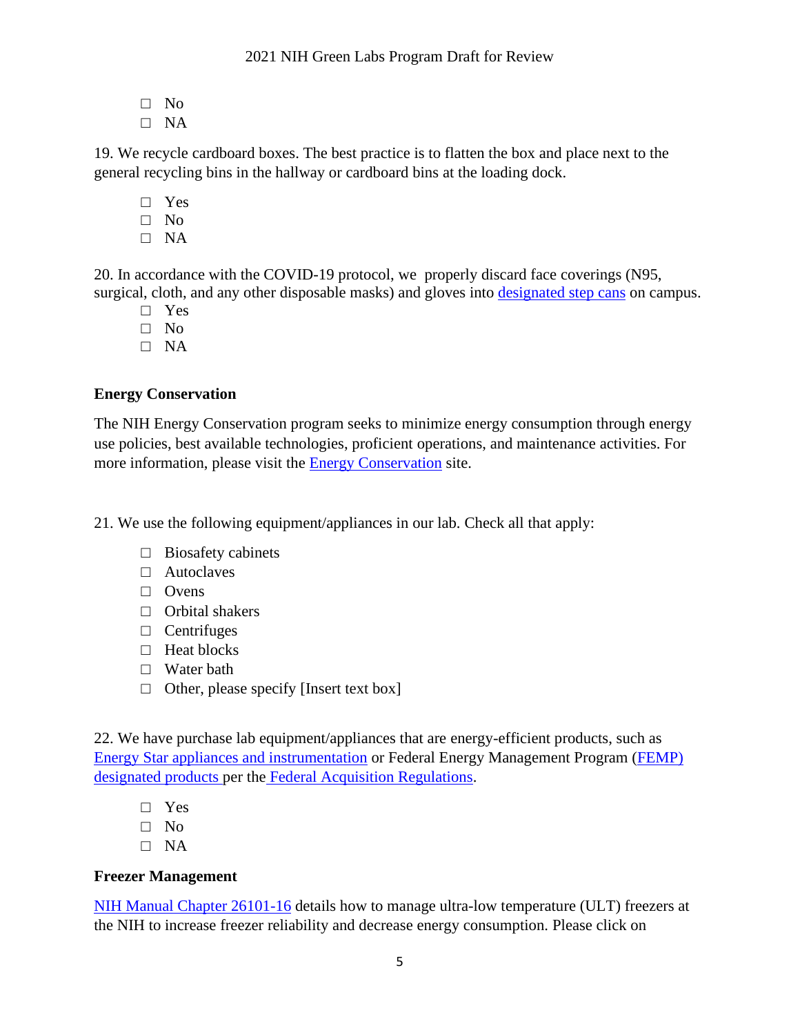- ☐ No
- ☐ NA

19. We recycle cardboard boxes. The best practice is to flatten the box and place next to the general recycling bins in the hallway or cardboard bins at the loading dock.

- ☐ Yes
- ☐ No
- ☐ NA

20. In accordance with the COVID-19 protocol, we properly discard face coverings (N95, surgical, cloth, and any other disposable masks) and gloves into designated step cans on campus.

- ☐ Yes
- ☐ No
- ☐ NA

**Energy Conservation**

The NIH Energy Conservation program seeks to minimize energy consumption through energy use policies, best available technologies, proficient operations, and maintenance activities. For more information, please visit the Energy Conservation site.

21. We use the following equipment/appliances in our lab. Check all that apply:

- ☐ Biosafety cabinets
- ☐ Autoclaves
- ☐ Ovens
- ☐ Orbital shakers
- ☐ Centrifuges
- ☐ Heat blocks
- ☐ Water bath
- ☐ Other, please specify [Insert text box]

22. We have purchase lab equipment/appliances that are energy-efficient products, such as Energy Star appliances and instrumentation or Federal Energy Management Program (FEMP) designated products per the Federal Acquisition Regulations.

- ☐ Yes
- ☐ No
- ☐ NA

**Freezer Management**

NIH Manual Chapter 26101-16 details how to manage ultra-low temperature (ULT) freezers at the NIH to increase freezer reliability and decrease energy consumption. Please click on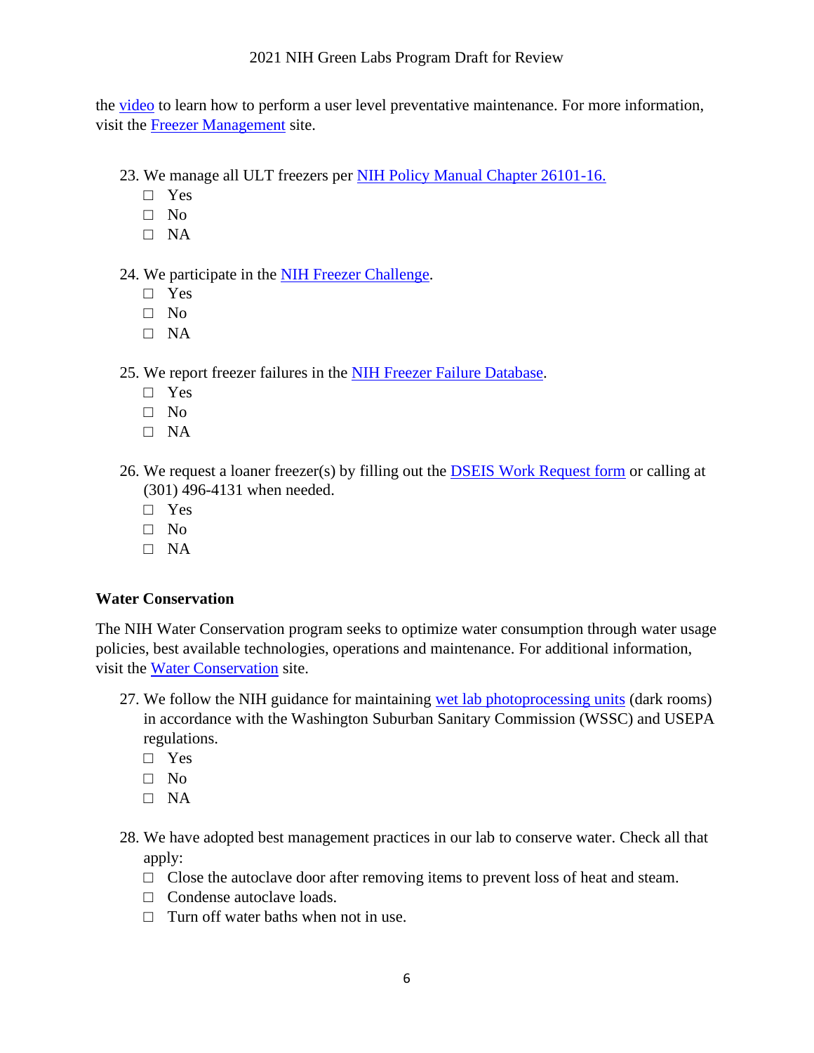the video to learn how to perform a user level preventative maintenance. For more information, visit the Freezer Management site.

23. We manage all ULT freezers per NIH Policy Manual Chapter 26101-16.
    - ☐ Yes
    - ☐ No
    - ☐ NA

24. We participate in the NIH Freezer Challenge.
    - ☐ Yes
    - ☐ No
    - ☐ NA

25. We report freezer failures in the NIH Freezer Failure Database.
    - ☐ Yes
    - ☐ No
    - ☐ NA

26. We request a loaner freezer(s) by filling out the DSEIS Work Request form or calling at (301) 496-4131 when needed.
    - ☐ Yes
    - ☐ No
    - ☐ NA

**Water Conservation**

The NIH Water Conservation program seeks to optimize water consumption through water usage policies, best available technologies, operations and maintenance. For additional information, visit the Water Conservation site.

27. We follow the NIH guidance for maintaining wet lab photoprocessing units (dark rooms) in accordance with the Washington Suburban Sanitary Commission (WSSC) and USEPA regulations.
    - ☐ Yes
    - ☐ No
    - ☐ NA

28. We have adopted best management practices in our lab to conserve water. Check all that apply:
    - ☐ Close the autoclave door after removing items to prevent loss of heat and steam.
    - ☐ Condense autoclave loads.
    - ☐ Turn off water baths when not in use.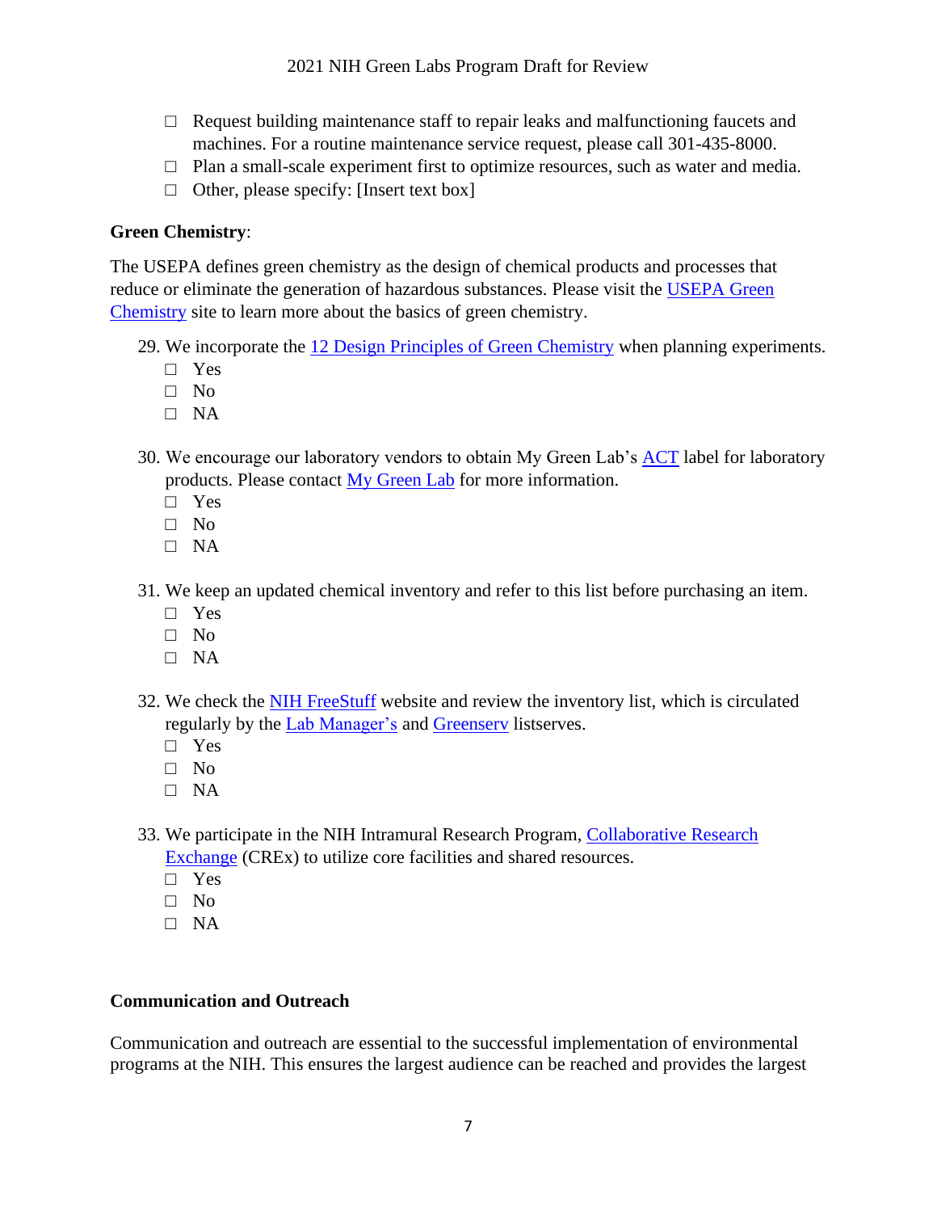- ☐ Request building maintenance staff to repair leaks and malfunctioning faucets and machines. For a routine maintenance service request, please call 301-435-8000.
- ☐ Plan a small-scale experiment first to optimize resources, such as water and media.
- ☐ Other, please specify: [Insert text box]

**Green Chemistry**:

The USEPA defines green chemistry as the design of chemical products and processes that reduce or eliminate the generation of hazardous substances. Please visit the USEPA Green Chemistry site to learn more about the basics of green chemistry.

29. We incorporate the 12 Design Principles of Green Chemistry when planning experiments.
    - ☐ Yes
    - ☐ No
    - ☐ NA

30. We encourage our laboratory vendors to obtain My Green Lab's ACT label for laboratory products. Please contact My Green Lab for more information.
    - ☐ Yes
    - ☐ No
    - ☐ NA

31. We keep an updated chemical inventory and refer to this list before purchasing an item.
    - ☐ Yes
    - ☐ No
    - ☐ NA

32. We check the NIH FreeStuff website and review the inventory list, which is circulated regularly by the Lab Manager's and Greenserv listserves.
    - ☐ Yes
    - ☐ No
    - ☐ NA

33. We participate in the NIH Intramural Research Program, Collaborative Research Exchange (CREx) to utilize core facilities and shared resources.
    - ☐ Yes
    - ☐ No
    - ☐ NA

**Communication and Outreach**

Communication and outreach are essential to the successful implementation of environmental programs at the NIH. This ensures the largest audience can be reached and provides the largest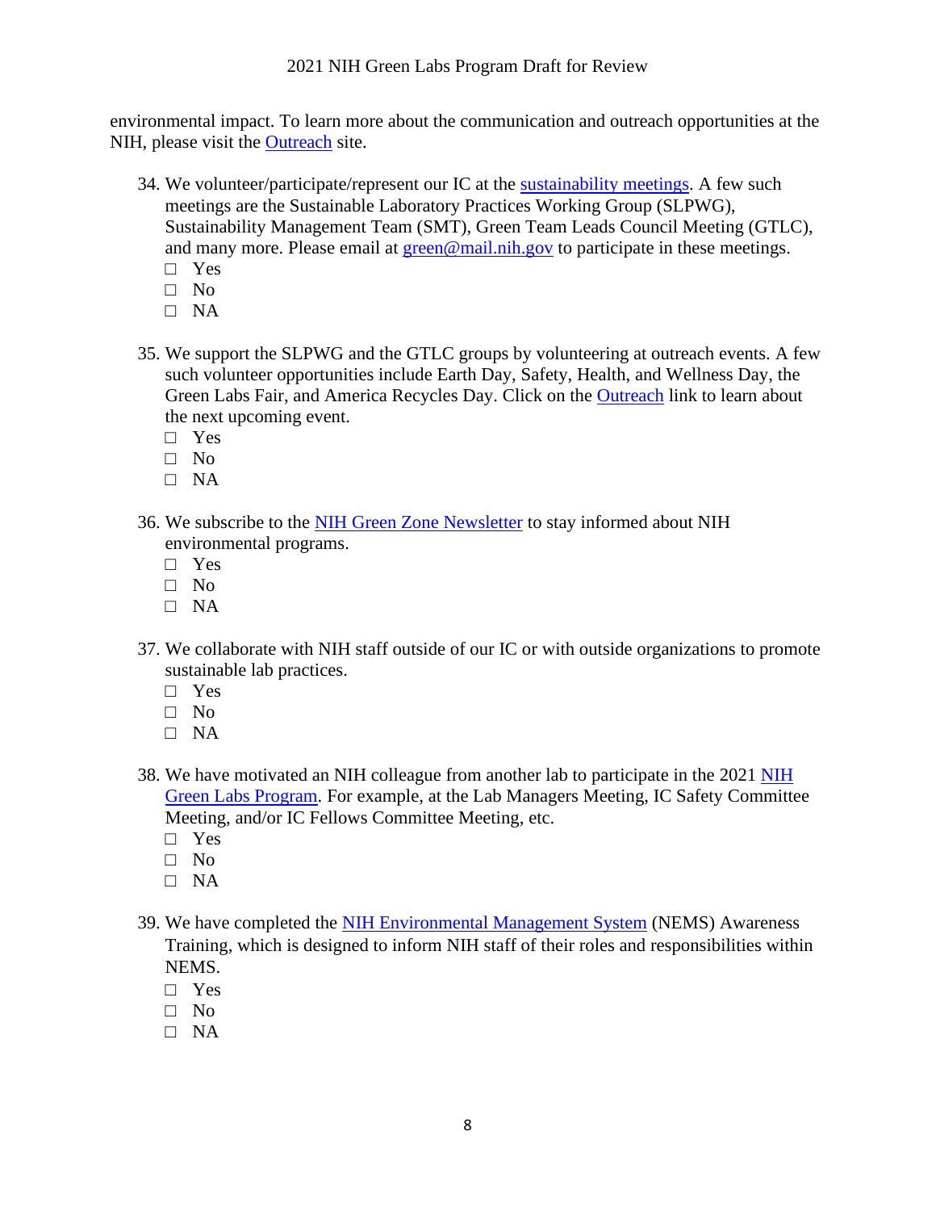environmental impact. To learn more about the communication and outreach opportunities at the NIH, please visit the [Outreach](#) site.

34. We volunteer/participate/represent our IC at the [sustainability meetings](#). A few such meetings are the Sustainable Laboratory Practices Working Group (SLPWG), Sustainability Management Team (SMT), Green Team Leads Council Meeting (GTLC), and many more. Please email at [green@mail.nih.gov](mailto:green@mail.nih.gov) to participate in these meetings.
   - ☐ Yes
   - ☐ No
   - ☐ NA

35. We support the SLPWG and the GTLC groups by volunteering at outreach events. A few such volunteer opportunities include Earth Day, Safety, Health, and Wellness Day, the Green Labs Fair, and America Recycles Day. Click on the [Outreach](#) link to learn about the next upcoming event.
   - ☐ Yes
   - ☐ No
   - ☐ NA

36. We subscribe to the [NIH Green Zone Newsletter](#) to stay informed about NIH environmental programs.
   - ☐ Yes
   - ☐ No
   - ☐ NA

37. We collaborate with NIH staff outside of our IC or with outside organizations to promote sustainable lab practices.
   - ☐ Yes
   - ☐ No
   - ☐ NA

38. We have motivated an NIH colleague from another lab to participate in the 2021 [NIH Green Labs Program](#). For example, at the Lab Managers Meeting, IC Safety Committee Meeting, and/or IC Fellows Committee Meeting, etc.
   - ☐ Yes
   - ☐ No
   - ☐ NA

39. We have completed the [NIH Environmental Management System](#) (NEMS) Awareness Training, which is designed to inform NIH staff of their roles and responsibilities within NEMS.
   - ☐ Yes
   - ☐ No
   - ☐ NA